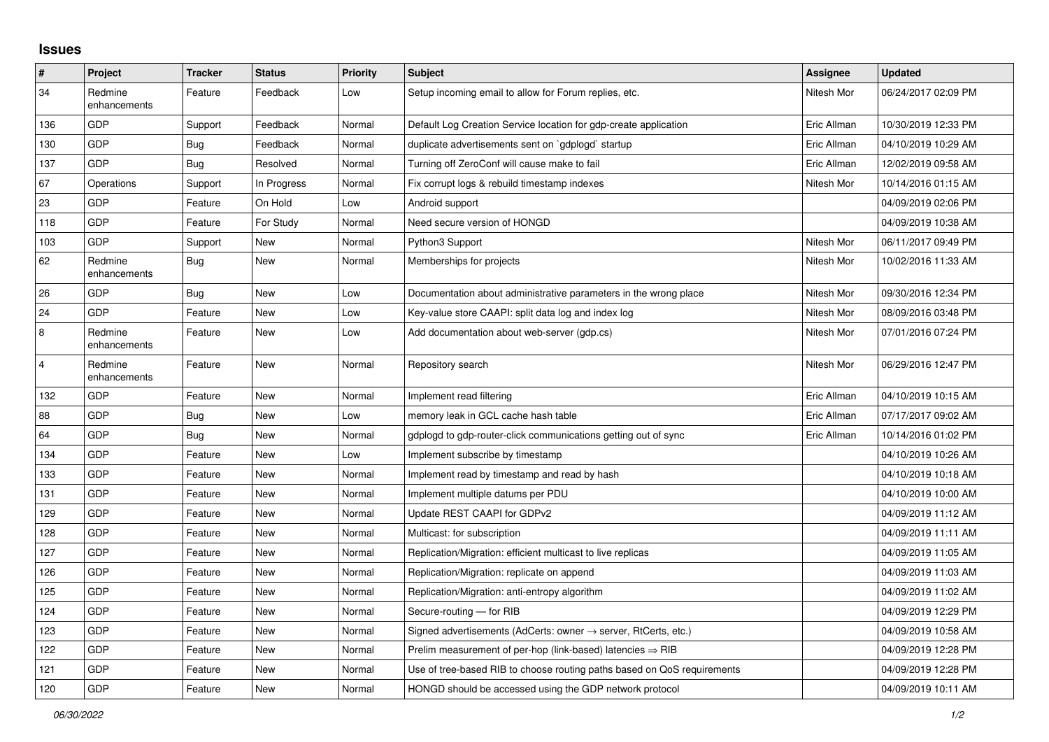## Issues

| # | Project | Tracker | Status | Priority | Subject | Assignee | Updated |
|---|---|---|---|---|---|---|---|
| 34 | Redmine enhancements | Feature | Feedback | Low | Setup incoming email to allow for Forum replies, etc. | Nitesh Mor | 06/24/2017 02:09 PM |
| 136 | GDP | Support | Feedback | Normal | Default Log Creation Service location for gdp-create application | Eric Allman | 10/30/2019 12:33 PM |
| 130 | GDP | Bug | Feedback | Normal | duplicate advertisements sent on `gdplogd` startup | Eric Allman | 04/10/2019 10:29 AM |
| 137 | GDP | Bug | Resolved | Normal | Turning off ZeroConf will cause make to fail | Eric Allman | 12/02/2019 09:58 AM |
| 67 | Operations | Support | In Progress | Normal | Fix corrupt logs & rebuild timestamp indexes | Nitesh Mor | 10/14/2016 01:15 AM |
| 23 | GDP | Feature | On Hold | Low | Android support | | 04/09/2019 02:06 PM |
| 118 | GDP | Feature | For Study | Normal | Need secure version of HONGD | | 04/09/2019 10:38 AM |
| 103 | GDP | Support | New | Normal | Python3 Support | Nitesh Mor | 06/11/2017 09:49 PM |
| 62 | Redmine enhancements | Bug | New | Normal | Memberships for projects | Nitesh Mor | 10/02/2016 11:33 AM |
| 26 | GDP | Bug | New | Low | Documentation about administrative parameters in the wrong place | Nitesh Mor | 09/30/2016 12:34 PM |
| 24 | GDP | Feature | New | Low | Key-value store CAAPI: split data log and index log | Nitesh Mor | 08/09/2016 03:48 PM |
| 8 | Redmine enhancements | Feature | New | Low | Add documentation about web-server (gdp.cs) | Nitesh Mor | 07/01/2016 07:24 PM |
| 4 | Redmine enhancements | Feature | New | Normal | Repository search | Nitesh Mor | 06/29/2016 12:47 PM |
| 132 | GDP | Feature | New | Normal | Implement read filtering | Eric Allman | 04/10/2019 10:15 AM |
| 88 | GDP | Bug | New | Low | memory leak in GCL cache hash table | Eric Allman | 07/17/2017 09:02 AM |
| 64 | GDP | Bug | New | Normal | gdplogd to gdp-router-click communications getting out of sync | Eric Allman | 10/14/2016 01:02 PM |
| 134 | GDP | Feature | New | Low | Implement subscribe by timestamp | | 04/10/2019 10:26 AM |
| 133 | GDP | Feature | New | Normal | Implement read by timestamp and read by hash | | 04/10/2019 10:18 AM |
| 131 | GDP | Feature | New | Normal | Implement multiple datums per PDU | | 04/10/2019 10:00 AM |
| 129 | GDP | Feature | New | Normal | Update REST CAAPI for GDPv2 | | 04/09/2019 11:12 AM |
| 128 | GDP | Feature | New | Normal | Multicast: for subscription | | 04/09/2019 11:11 AM |
| 127 | GDP | Feature | New | Normal | Replication/Migration: efficient multicast to live replicas | | 04/09/2019 11:05 AM |
| 126 | GDP | Feature | New | Normal | Replication/Migration: replicate on append | | 04/09/2019 11:03 AM |
| 125 | GDP | Feature | New | Normal | Replication/Migration: anti-entropy algorithm | | 04/09/2019 11:02 AM |
| 124 | GDP | Feature | New | Normal | Secure-routing — for RIB | | 04/09/2019 12:29 PM |
| 123 | GDP | Feature | New | Normal | Signed advertisements (AdCerts: owner → server, RtCerts, etc.) | | 04/09/2019 10:58 AM |
| 122 | GDP | Feature | New | Normal | Prelim measurement of per-hop (link-based) latencies ⇒ RIB | | 04/09/2019 12:28 PM |
| 121 | GDP | Feature | New | Normal | Use of tree-based RIB to choose routing paths based on QoS requirements | | 04/09/2019 12:28 PM |
| 120 | GDP | Feature | New | Normal | HONGD should be accessed using the GDP network protocol | | 04/09/2019 10:11 AM |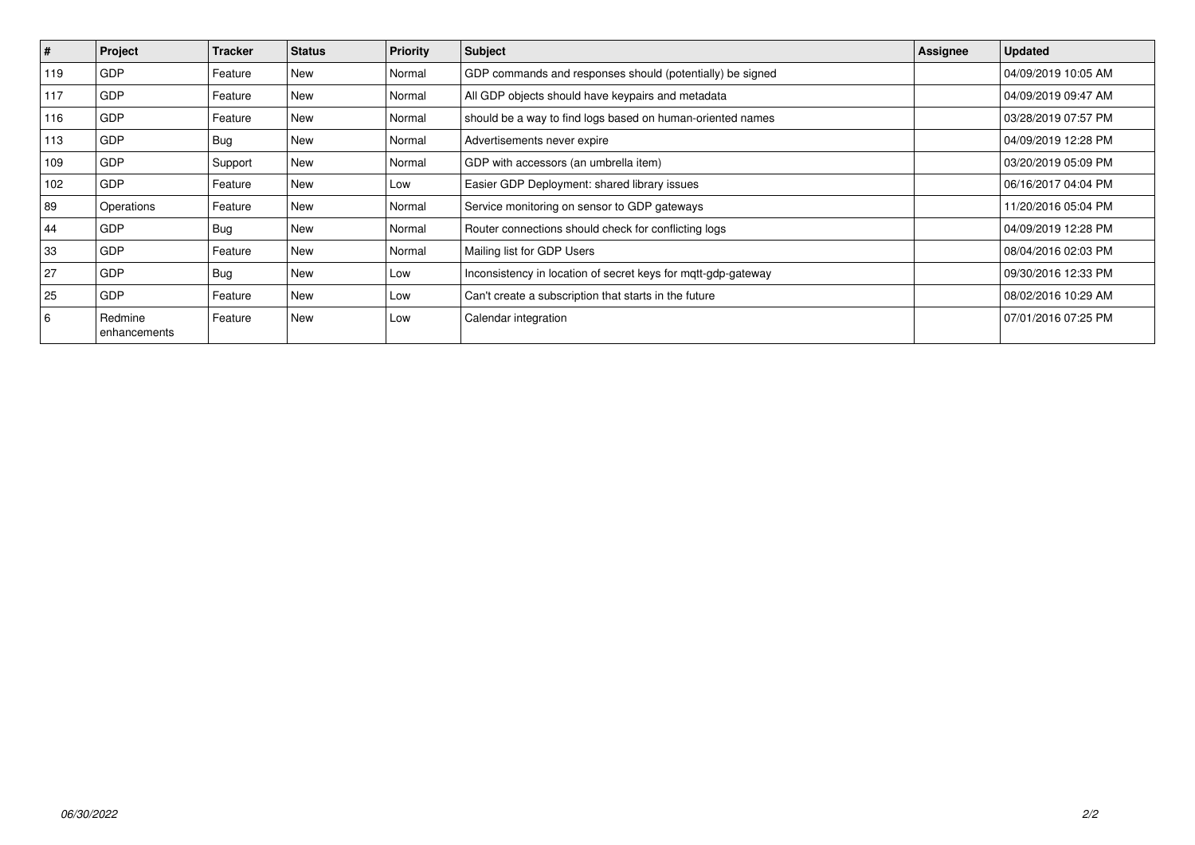| # | Project | Tracker | Status | Priority | Subject | Assignee | Updated |
|---|---|---|---|---|---|---|---|
| 119 | GDP | Feature | New | Normal | GDP commands and responses should (potentially) be signed | | 04/09/2019 10:05 AM |
| 117 | GDP | Feature | New | Normal | All GDP objects should have keypairs and metadata | | 04/09/2019 09:47 AM |
| 116 | GDP | Feature | New | Normal | should be a way to find logs based on human-oriented names | | 03/28/2019 07:57 PM |
| 113 | GDP | Bug | New | Normal | Advertisements never expire | | 04/09/2019 12:28 PM |
| 109 | GDP | Support | New | Normal | GDP with accessors (an umbrella item) | | 03/20/2019 05:09 PM |
| 102 | GDP | Feature | New | Low | Easier GDP Deployment: shared library issues | | 06/16/2017 04:04 PM |
| 89 | Operations | Feature | New | Normal | Service monitoring on sensor to GDP gateways | | 11/20/2016 05:04 PM |
| 44 | GDP | Bug | New | Normal | Router connections should check for conflicting logs | | 04/09/2019 12:28 PM |
| 33 | GDP | Feature | New | Normal | Mailing list for GDP Users | | 08/04/2016 02:03 PM |
| 27 | GDP | Bug | New | Low | Inconsistency in location of secret keys for mqtt-gdp-gateway | | 09/30/2016 12:33 PM |
| 25 | GDP | Feature | New | Low | Can't create a subscription that starts in the future | | 08/02/2016 10:29 AM |
| 6 | Redmine enhancements | Feature | New | Low | Calendar integration | | 07/01/2016 07:25 PM |